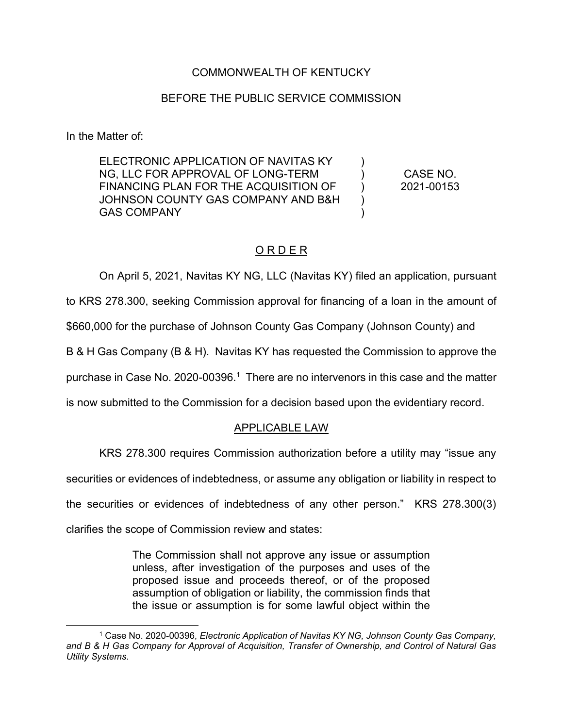COMMONWEALTH OF KENTUCKY

BEFORE THE PUBLIC SERVICE COMMISSION

In the Matter of:

| | | |
|---|---|---|
| ELECTRONIC APPLICATION OF NAVITAS KY NG, LLC FOR APPROVAL OF LONG-TERM FINANCING PLAN FOR THE ACQUISITION OF JOHNSON COUNTY GAS COMPANY AND B&H GAS COMPANY | ) ) ) ) ) | CASE NO. 2021-00153 |

## O R D E R

On April 5, 2021, Navitas KY NG, LLC (Navitas KY) filed an application, pursuant to KRS 278.300, seeking Commission approval for financing of a loan in the amount of $660,000 for the purchase of Johnson County Gas Company (Johnson County) and B & H Gas Company (B & H). Navitas KY has requested the Commission to approve the purchase in Case No. 2020-00396.[1] There are no intervenors in this case and the matter is now submitted to the Commission for a decision based upon the evidentiary record.

## APPLICABLE LAW

KRS 278.300 requires Commission authorization before a utility may "issue any securities or evidences of indebtedness, or assume any obligation or liability in respect to the securities or evidences of indebtedness of any other person." KRS 278.300(3) clarifies the scope of Commission review and states:

> The Commission shall not approve any issue or assumption unless, after investigation of the purposes and uses of the proposed issue and proceeds thereof, or of the proposed assumption of obligation or liability, the commission finds that the issue or assumption is for some lawful object within the

[1] Case No. 2020-00396, *Electronic Application of Navitas KY NG, Johnson County Gas Company, and B & H Gas Company for Approval of Acquisition, Transfer of Ownership, and Control of Natural Gas Utility Systems*.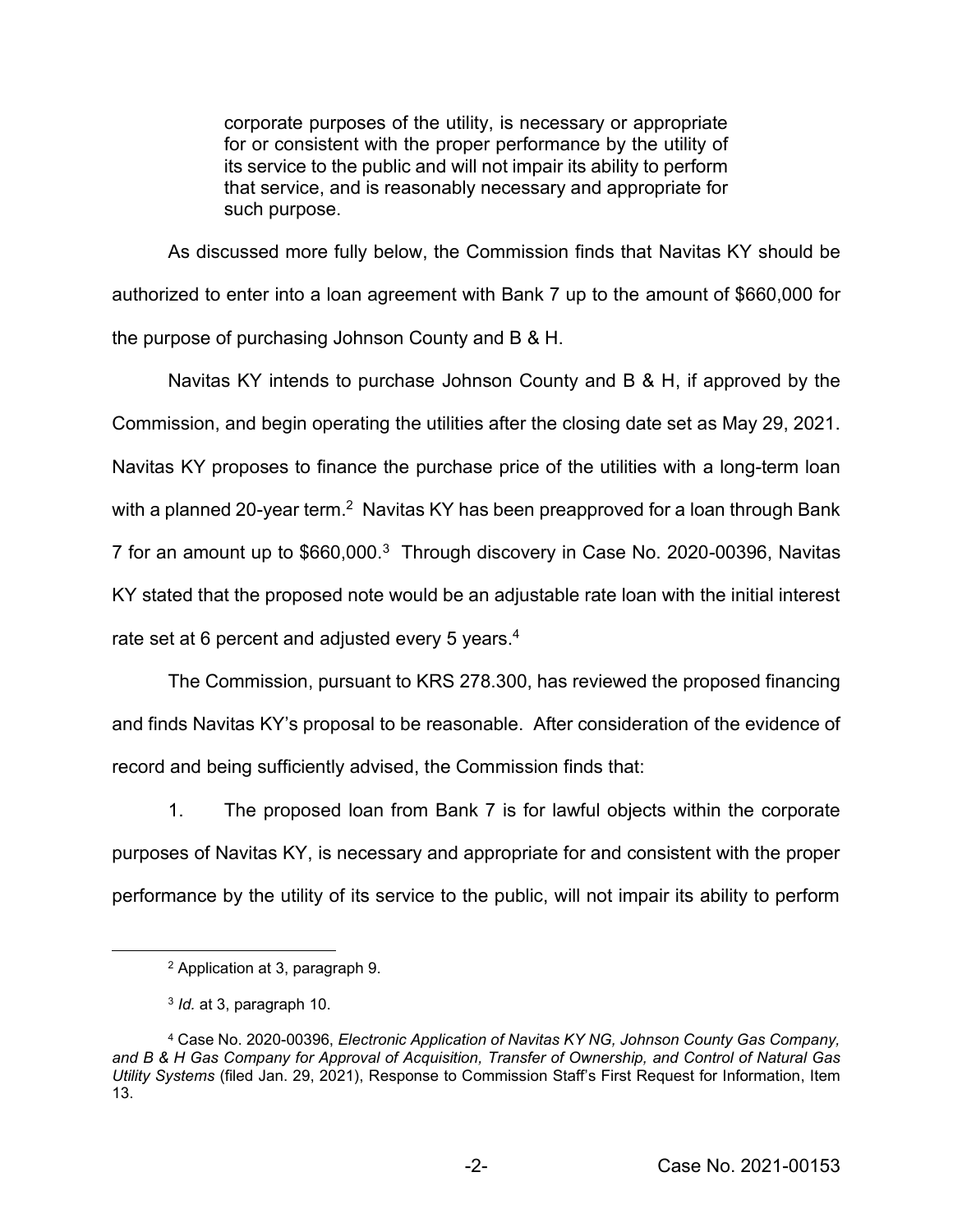> corporate purposes of the utility, is necessary or appropriate for or consistent with the proper performance by the utility of its service to the public and will not impair its ability to perform that service, and is reasonably necessary and appropriate for such purpose.

As discussed more fully below, the Commission finds that Navitas KY should be authorized to enter into a loan agreement with Bank 7 up to the amount of $660,000 for the purpose of purchasing Johnson County and B & H.

Navitas KY intends to purchase Johnson County and B & H, if approved by the Commission, and begin operating the utilities after the closing date set as May 29, 2021. Navitas KY proposes to finance the purchase price of the utilities with a long-term loan with a planned 20-year term.[2] Navitas KY has been preapproved for a loan through Bank 7 for an amount up to $660,000.[3] Through discovery in Case No. 2020-00396, Navitas KY stated that the proposed note would be an adjustable rate loan with the initial interest rate set at 6 percent and adjusted every 5 years.[4]

The Commission, pursuant to KRS 278.300, has reviewed the proposed financing and finds Navitas KY's proposal to be reasonable. After consideration of the evidence of record and being sufficiently advised, the Commission finds that:

1. The proposed loan from Bank 7 is for lawful objects within the corporate purposes of Navitas KY, is necessary and appropriate for and consistent with the proper performance by the utility of its service to the public, will not impair its ability to perform

---

[2] Application at 3, paragraph 9.

[3] *Id.* at 3, paragraph 10.

[4] Case No. 2020-00396, *Electronic Application of Navitas KY NG, Johnson County Gas Company, and B & H Gas Company for Approval of Acquisition, Transfer of Ownership, and Control of Natural Gas Utility Systems* (filed Jan. 29, 2021), Response to Commission Staff's First Request for Information, Item 13.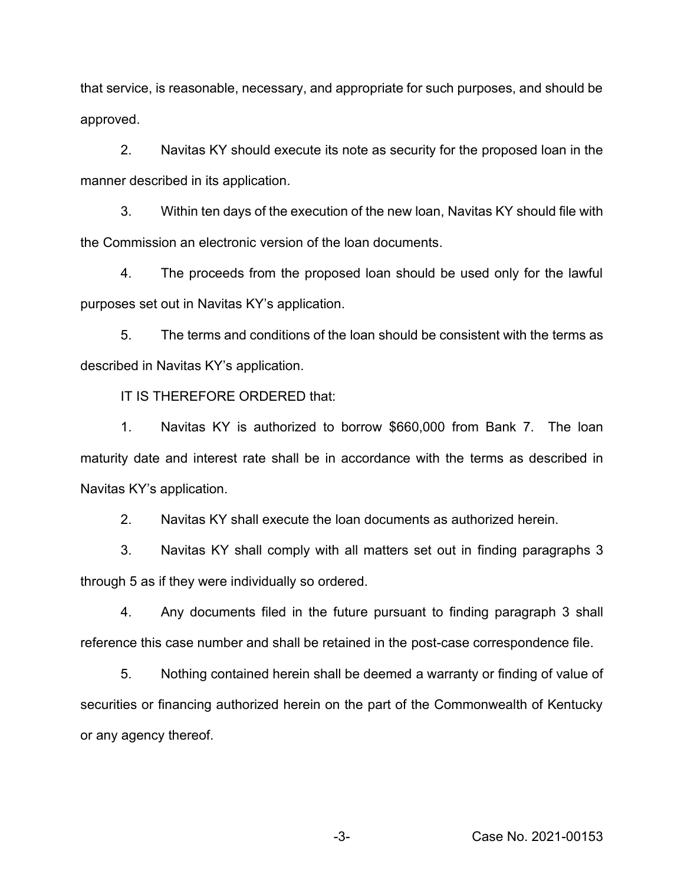that service, is reasonable, necessary, and appropriate for such purposes, and should be approved.

2. Navitas KY should execute its note as security for the proposed loan in the manner described in its application.

3. Within ten days of the execution of the new loan, Navitas KY should file with the Commission an electronic version of the loan documents.

4. The proceeds from the proposed loan should be used only for the lawful purposes set out in Navitas KY's application.

5. The terms and conditions of the loan should be consistent with the terms as described in Navitas KY's application.

IT IS THEREFORE ORDERED that:

1. Navitas KY is authorized to borrow $660,000 from Bank 7. The loan maturity date and interest rate shall be in accordance with the terms as described in Navitas KY's application.

2. Navitas KY shall execute the loan documents as authorized herein.

3. Navitas KY shall comply with all matters set out in finding paragraphs 3 through 5 as if they were individually so ordered.

4. Any documents filed in the future pursuant to finding paragraph 3 shall reference this case number and shall be retained in the post-case correspondence file.

5. Nothing contained herein shall be deemed a warranty or finding of value of securities or financing authorized herein on the part of the Commonwealth of Kentucky or any agency thereof.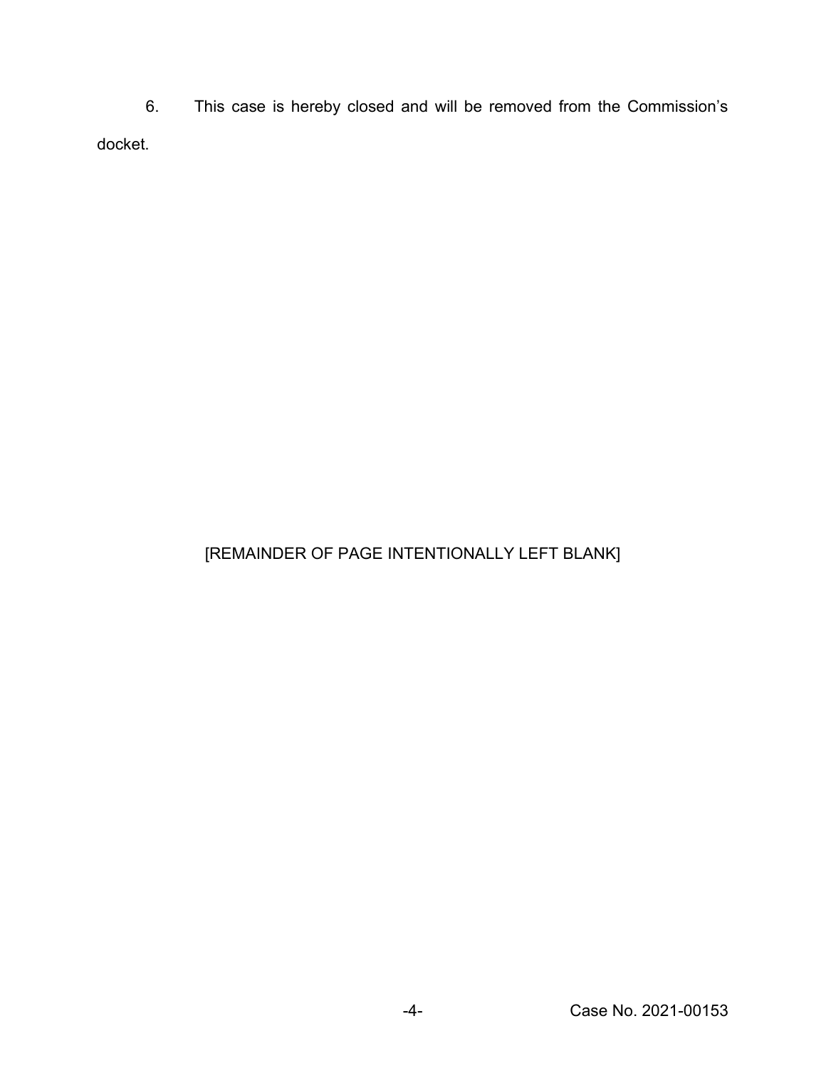6. This case is hereby closed and will be removed from the Commission's docket.

[REMAINDER OF PAGE INTENTIONALLY LEFT BLANK]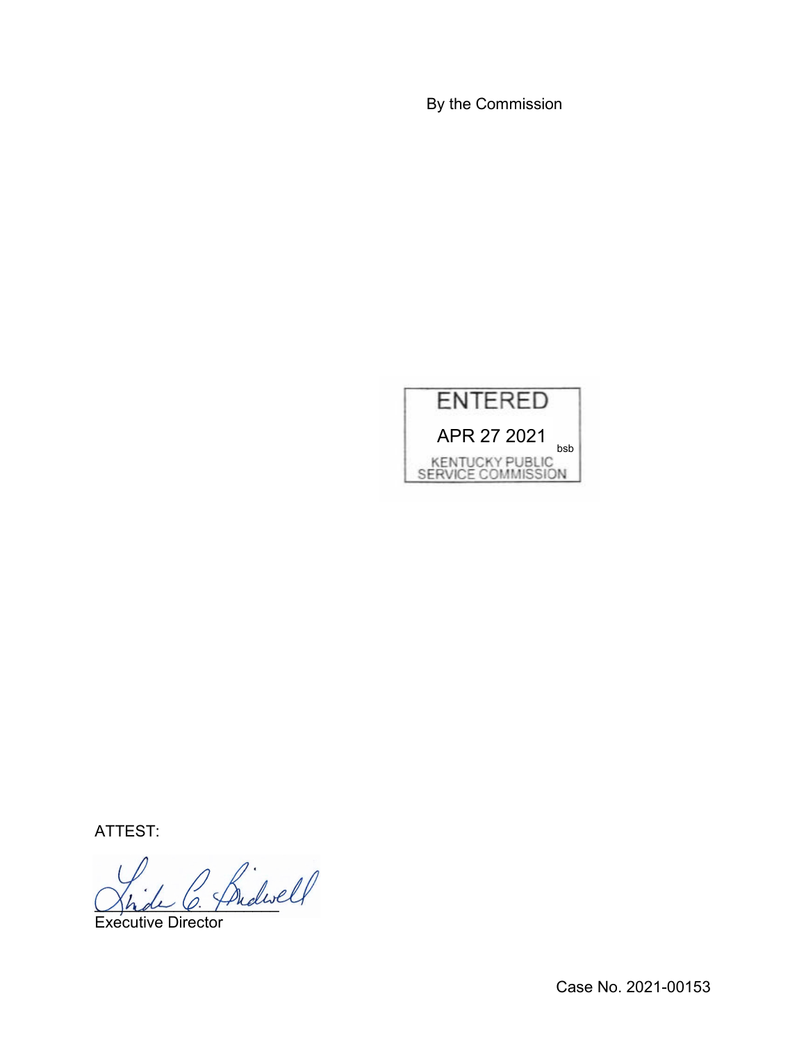By the Commission

ENTERED

APR 27 2021 bsb

KENTUCKY PUBLIC SERVICE COMMISSION

ATTEST:

Executive Director

Case No. 2021-00153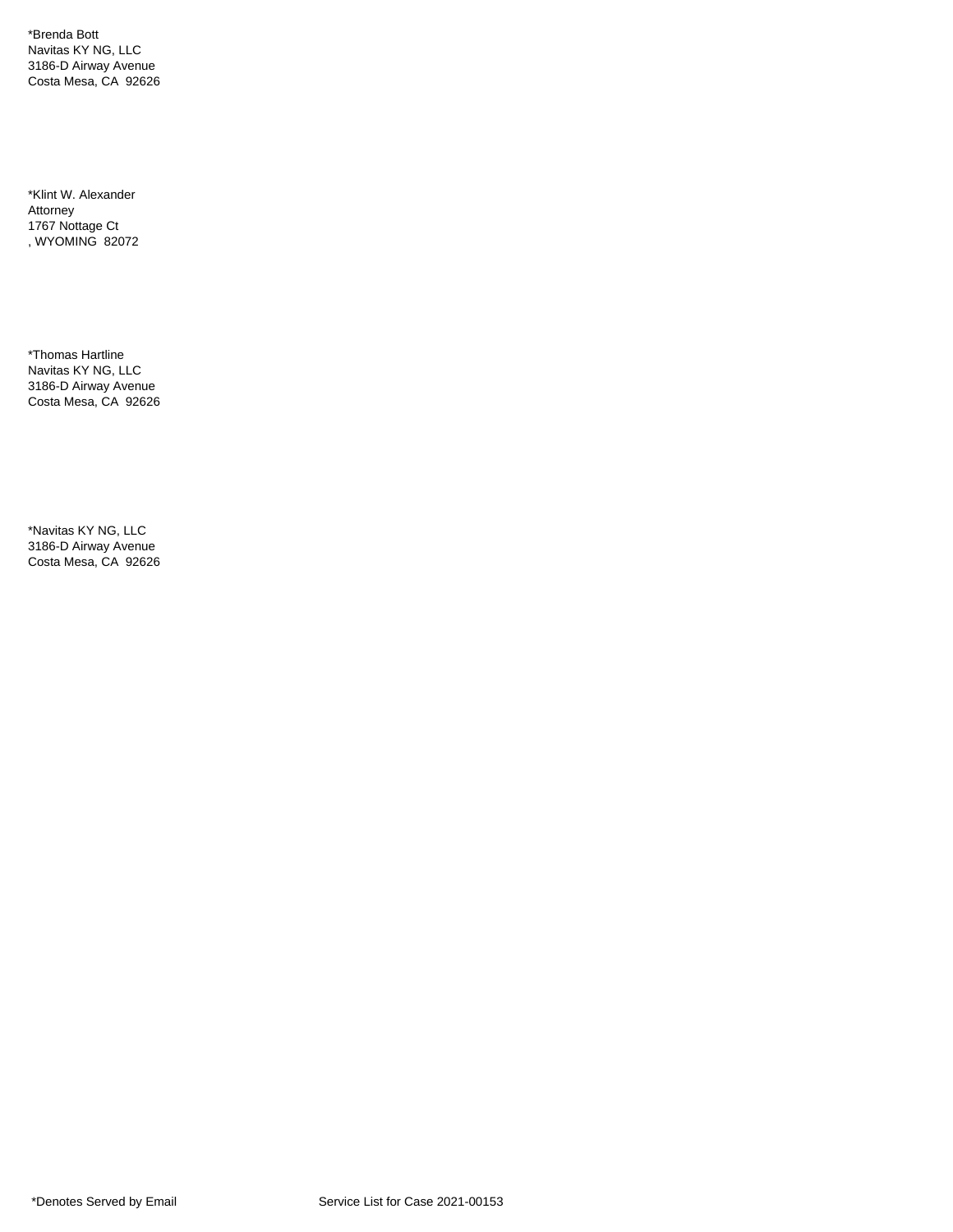*Brenda Bott
Navitas KY NG, LLC
3186-D Airway Avenue
Costa Mesa, CA  92626

*Klint W. Alexander
Attorney
1767 Nottage Ct
, WYOMING  82072

*Thomas Hartline
Navitas KY NG, LLC
3186-D Airway Avenue
Costa Mesa, CA  92626

*Navitas KY NG, LLC
3186-D Airway Avenue
Costa Mesa, CA  92626

*Denotes Served by Email

Service List for Case 2021-00153